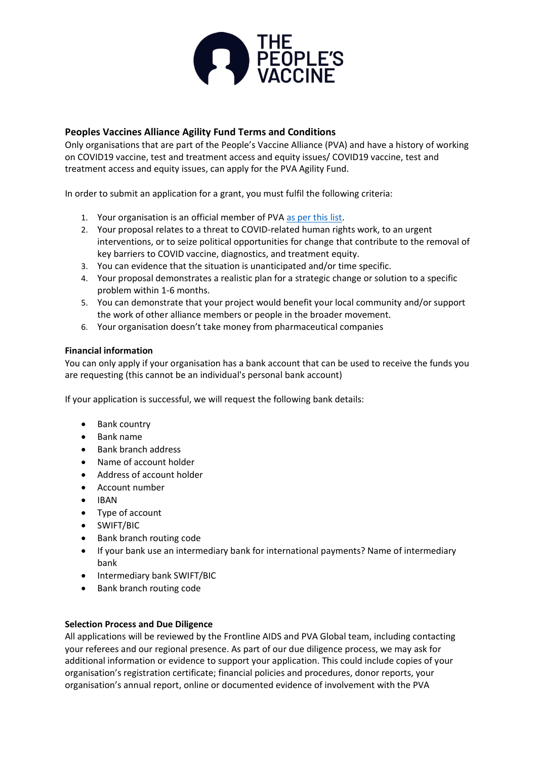## Peoples Vaccines Alliance Agility Fund Terms and Conditions

Only organisations that are part of the People's Vaccine Alliance (PVA) and have a history of working on COVID19 vaccine, test and treatment access and equity issues/ COVID19 vaccine, test and treatment access and equity issues, can apply for the PVA Agility Fund.

In order to submit an application for a grant, you must fulfil the following criteria:

1. Your organisation is an official member of PVA as per this list.
2. Your proposal relates to a threat to COVID-related human rights work, to an urgent interventions, or to seize political opportunities for change that contribute to the removal of key barriers to COVID vaccine, diagnostics, and treatment equity.
3. You can evidence that the situation is unanticipated and/or time specific.
4. Your proposal demonstrates a realistic plan for a strategic change or solution to a specific problem within 1-6 months.
5. You can demonstrate that your project would benefit your local community and/or support the work of other alliance members or people in the broader movement.
6. Your organisation doesn't take money from pharmaceutical companies

**Financial information**

You can only apply if your organisation has a bank account that can be used to receive the funds you are requesting (this cannot be an individual's personal bank account)

If your application is successful, we will request the following bank details:

- Bank country
- Bank name
- Bank branch address
- Name of account holder
- Address of account holder
- Account number
- IBAN
- Type of account
- SWIFT/BIC
- Bank branch routing code
- If your bank use an intermediary bank for international payments? Name of intermediary bank
- Intermediary bank SWIFT/BIC
- Bank branch routing code

**Selection Process and Due Diligence**

All applications will be reviewed by the Frontline AIDS and PVA Global team, including contacting your referees and our regional presence. As part of our due diligence process, we may ask for additional information or evidence to support your application. This could include copies of your organisation's registration certificate; financial policies and procedures, donor reports, your organisation's annual report, online or documented evidence of involvement with the PVA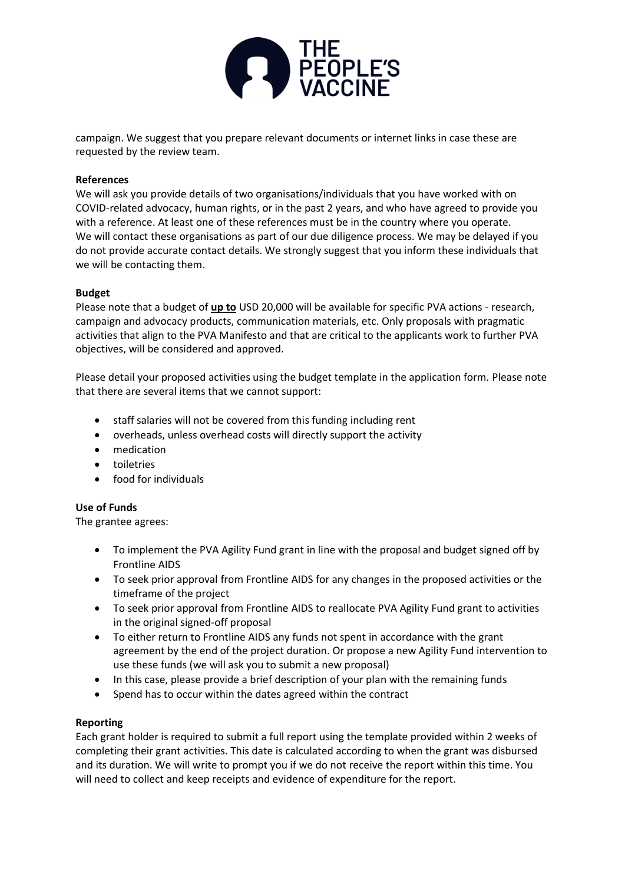campaign. We suggest that you prepare relevant documents or internet links in case these are requested by the review team.

**References**

We will ask you provide details of two organisations/individuals that you have worked with on COVID-related advocacy, human rights, or in the past 2 years, and who have agreed to provide you with a reference. At least one of these references must be in the country where you operate. We will contact these organisations as part of our due diligence process. We may be delayed if you do not provide accurate contact details. We strongly suggest that you inform these individuals that we will be contacting them.

**Budget**

Please note that a budget of **<u>up to</u>** USD 20,000 will be available for specific PVA actions - research, campaign and advocacy products, communication materials, etc. Only proposals with pragmatic activities that align to the PVA Manifesto and that are critical to the applicants work to further PVA objectives, will be considered and approved.

Please detail your proposed activities using the budget template in the application form. Please note that there are several items that we cannot support:

- staff salaries will not be covered from this funding including rent
- overheads, unless overhead costs will directly support the activity
- medication
- toiletries
- food for individuals

**Use of Funds**

The grantee agrees:

- To implement the PVA Agility Fund grant in line with the proposal and budget signed off by Frontline AIDS
- To seek prior approval from Frontline AIDS for any changes in the proposed activities or the timeframe of the project
- To seek prior approval from Frontline AIDS to reallocate PVA Agility Fund grant to activities in the original signed-off proposal
- To either return to Frontline AIDS any funds not spent in accordance with the grant agreement by the end of the project duration. Or propose a new Agility Fund intervention to use these funds (we will ask you to submit a new proposal)
- In this case, please provide a brief description of your plan with the remaining funds
- Spend has to occur within the dates agreed within the contract

**Reporting**

Each grant holder is required to submit a full report using the template provided within 2 weeks of completing their grant activities. This date is calculated according to when the grant was disbursed and its duration. We will write to prompt you if we do not receive the report within this time. You will need to collect and keep receipts and evidence of expenditure for the report.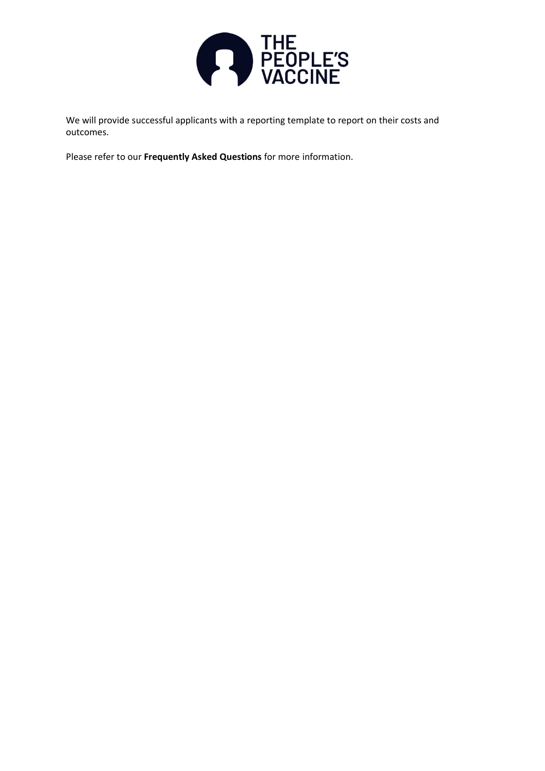We will provide successful applicants with a reporting template to report on their costs and outcomes.

Please refer to our **Frequently Asked Questions** for more information.